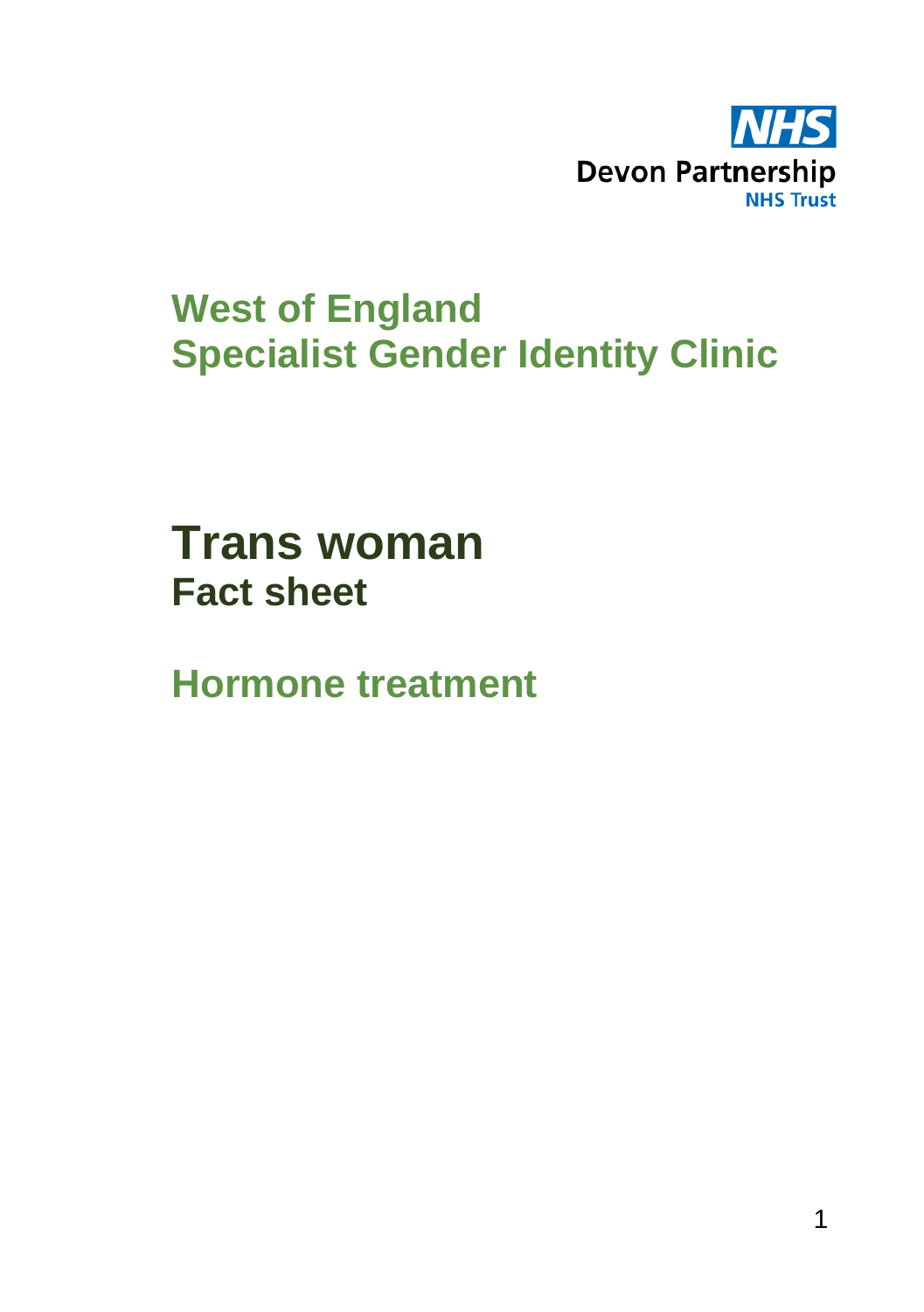NHS
Devon Partnership
NHS Trust

# West of England Specialist Gender Identity Clinic

# Trans woman
## Fact sheet

## Hormone treatment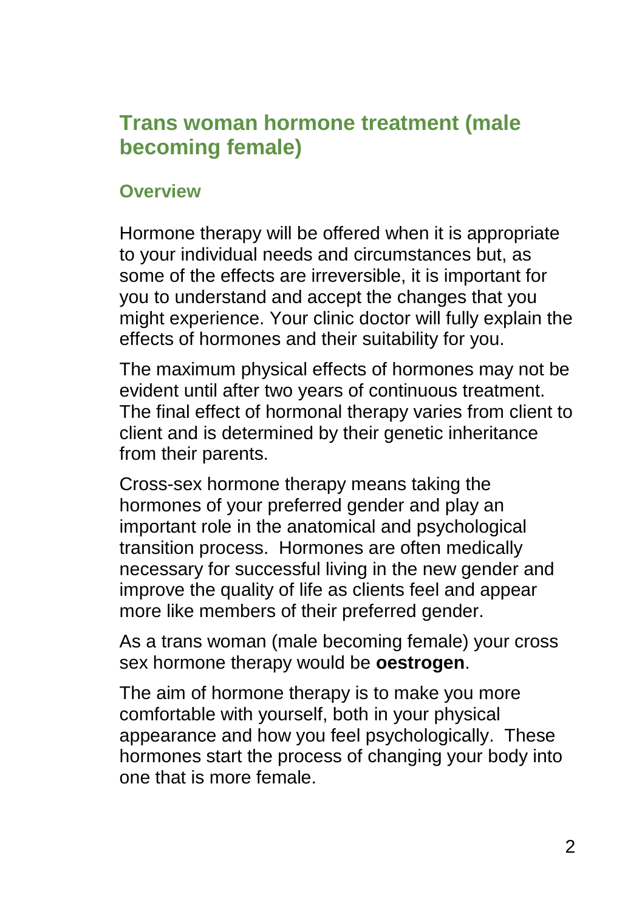## Trans woman hormone treatment (male becoming female)

### Overview

Hormone therapy will be offered when it is appropriate to your individual needs and circumstances but, as some of the effects are irreversible, it is important for you to understand and accept the changes that you might experience. Your clinic doctor will fully explain the effects of hormones and their suitability for you.

The maximum physical effects of hormones may not be evident until after two years of continuous treatment. The final effect of hormonal therapy varies from client to client and is determined by their genetic inheritance from their parents.

Cross-sex hormone therapy means taking the hormones of your preferred gender and play an important role in the anatomical and psychological transition process. Hormones are often medically necessary for successful living in the new gender and improve the quality of life as clients feel and appear more like members of their preferred gender.

As a trans woman (male becoming female) your cross sex hormone therapy would be **oestrogen**.

The aim of hormone therapy is to make you more comfortable with yourself, both in your physical appearance and how you feel psychologically. These hormones start the process of changing your body into one that is more female.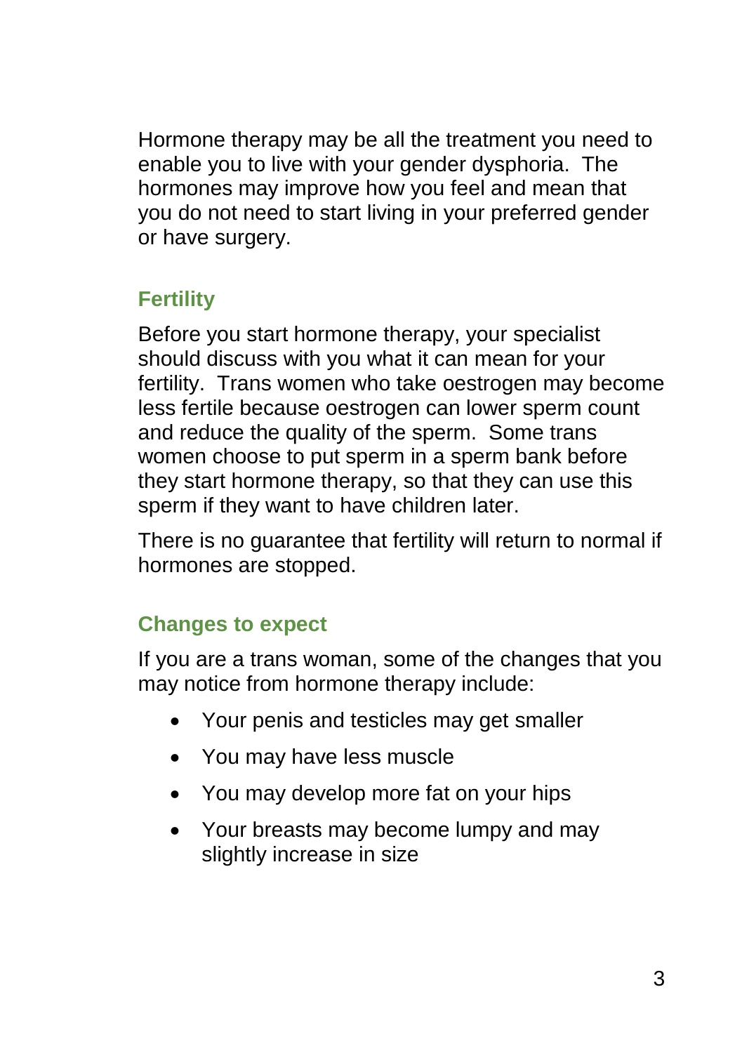Hormone therapy may be all the treatment you need to enable you to live with your gender dysphoria. The hormones may improve how you feel and mean that you do not need to start living in your preferred gender or have surgery.

## Fertility

Before you start hormone therapy, your specialist should discuss with you what it can mean for your fertility. Trans women who take oestrogen may become less fertile because oestrogen can lower sperm count and reduce the quality of the sperm. Some trans women choose to put sperm in a sperm bank before they start hormone therapy, so that they can use this sperm if they want to have children later.

There is no guarantee that fertility will return to normal if hormones are stopped.

## Changes to expect

If you are a trans woman, some of the changes that you may notice from hormone therapy include:

- Your penis and testicles may get smaller
- You may have less muscle
- You may develop more fat on your hips
- Your breasts may become lumpy and may slightly increase in size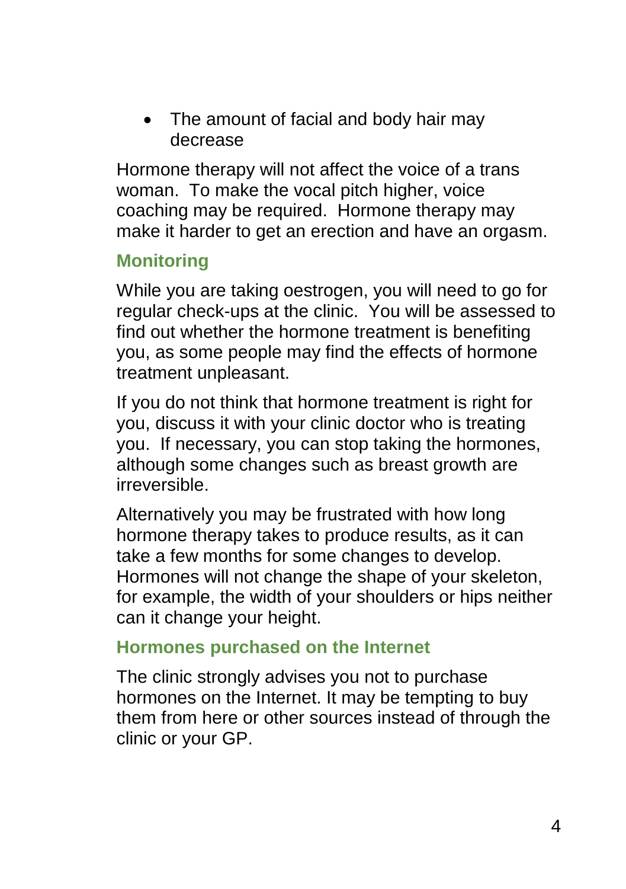- The amount of facial and body hair may decrease

Hormone therapy will not affect the voice of a trans woman. To make the vocal pitch higher, voice coaching may be required. Hormone therapy may make it harder to get an erection and have an orgasm.

## Monitoring

While you are taking oestrogen, you will need to go for regular check-ups at the clinic. You will be assessed to find out whether the hormone treatment is benefiting you, as some people may find the effects of hormone treatment unpleasant.

If you do not think that hormone treatment is right for you, discuss it with your clinic doctor who is treating you. If necessary, you can stop taking the hormones, although some changes such as breast growth are irreversible.

Alternatively you may be frustrated with how long hormone therapy takes to produce results, as it can take a few months for some changes to develop. Hormones will not change the shape of your skeleton, for example, the width of your shoulders or hips neither can it change your height.

## Hormones purchased on the Internet

The clinic strongly advises you not to purchase hormones on the Internet. It may be tempting to buy them from here or other sources instead of through the clinic or your GP.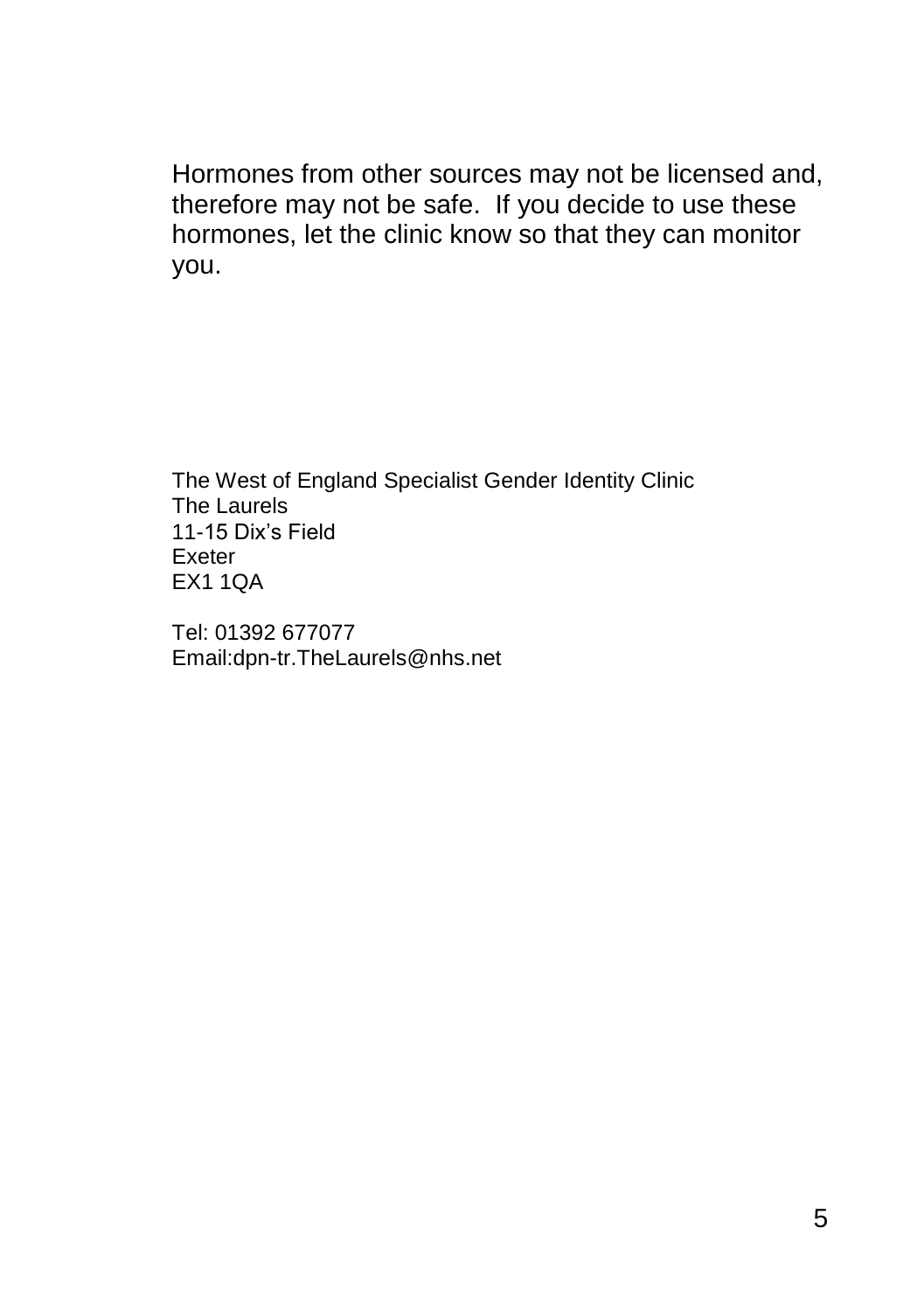Hormones from other sources may not be licensed and, therefore may not be safe. If you decide to use these hormones, let the clinic know so that they can monitor you.

The West of England Specialist Gender Identity Clinic
The Laurels
11-15 Dix's Field
Exeter
EX1 1QA

Tel: 01392 677077
Email:dpn-tr.TheLaurels@nhs.net